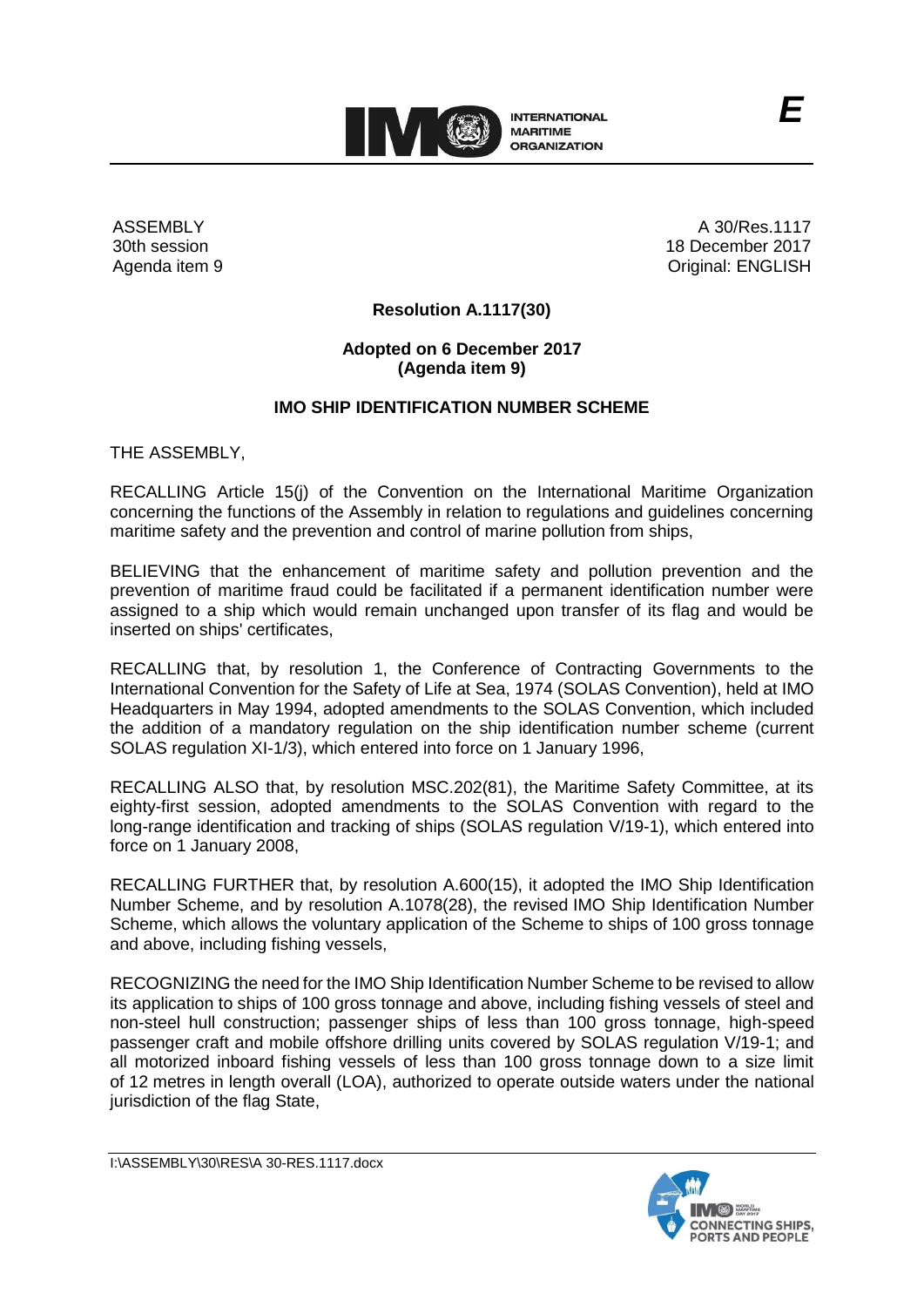ASSEMBLY
30th session
Agenda item 9

A 30/Res.1117
18 December 2017
Original: ENGLISH

**Resolution A.1117(30)**

**Adopted on 6 December 2017**
**(Agenda item 9)**

## IMO SHIP IDENTIFICATION NUMBER SCHEME

THE ASSEMBLY,

RECALLING Article 15(j) of the Convention on the International Maritime Organization concerning the functions of the Assembly in relation to regulations and guidelines concerning maritime safety and the prevention and control of marine pollution from ships,

BELIEVING that the enhancement of maritime safety and pollution prevention and the prevention of maritime fraud could be facilitated if a permanent identification number were assigned to a ship which would remain unchanged upon transfer of its flag and would be inserted on ships' certificates,

RECALLING that, by resolution 1, the Conference of Contracting Governments to the International Convention for the Safety of Life at Sea, 1974 (SOLAS Convention), held at IMO Headquarters in May 1994, adopted amendments to the SOLAS Convention, which included the addition of a mandatory regulation on the ship identification number scheme (current SOLAS regulation XI-1/3), which entered into force on 1 January 1996,

RECALLING ALSO that, by resolution MSC.202(81), the Maritime Safety Committee, at its eighty-first session, adopted amendments to the SOLAS Convention with regard to the long-range identification and tracking of ships (SOLAS regulation V/19-1), which entered into force on 1 January 2008,

RECALLING FURTHER that, by resolution A.600(15), it adopted the IMO Ship Identification Number Scheme, and by resolution A.1078(28), the revised IMO Ship Identification Number Scheme, which allows the voluntary application of the Scheme to ships of 100 gross tonnage and above, including fishing vessels,

RECOGNIZING the need for the IMO Ship Identification Number Scheme to be revised to allow its application to ships of 100 gross tonnage and above, including fishing vessels of steel and non-steel hull construction; passenger ships of less than 100 gross tonnage, high-speed passenger craft and mobile offshore drilling units covered by SOLAS regulation V/19-1; and all motorized inboard fishing vessels of less than 100 gross tonnage down to a size limit of 12 metres in length overall (LOA), authorized to operate outside waters under the national jurisdiction of the flag State,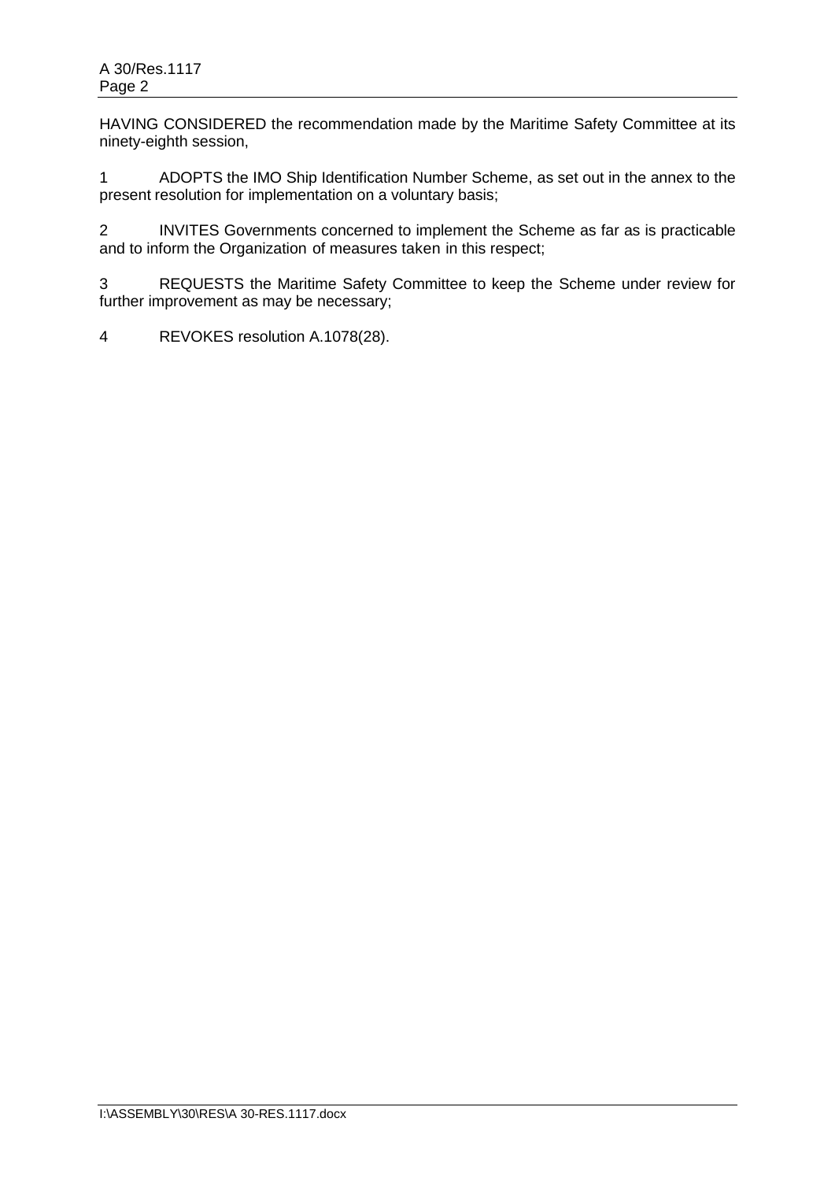HAVING CONSIDERED the recommendation made by the Maritime Safety Committee at its ninety-eighth session,

1 ADOPTS the IMO Ship Identification Number Scheme, as set out in the annex to the present resolution for implementation on a voluntary basis;

2 INVITES Governments concerned to implement the Scheme as far as is practicable and to inform the Organization of measures taken in this respect;

3 REQUESTS the Maritime Safety Committee to keep the Scheme under review for further improvement as may be necessary;

4 REVOKES resolution A.1078(28).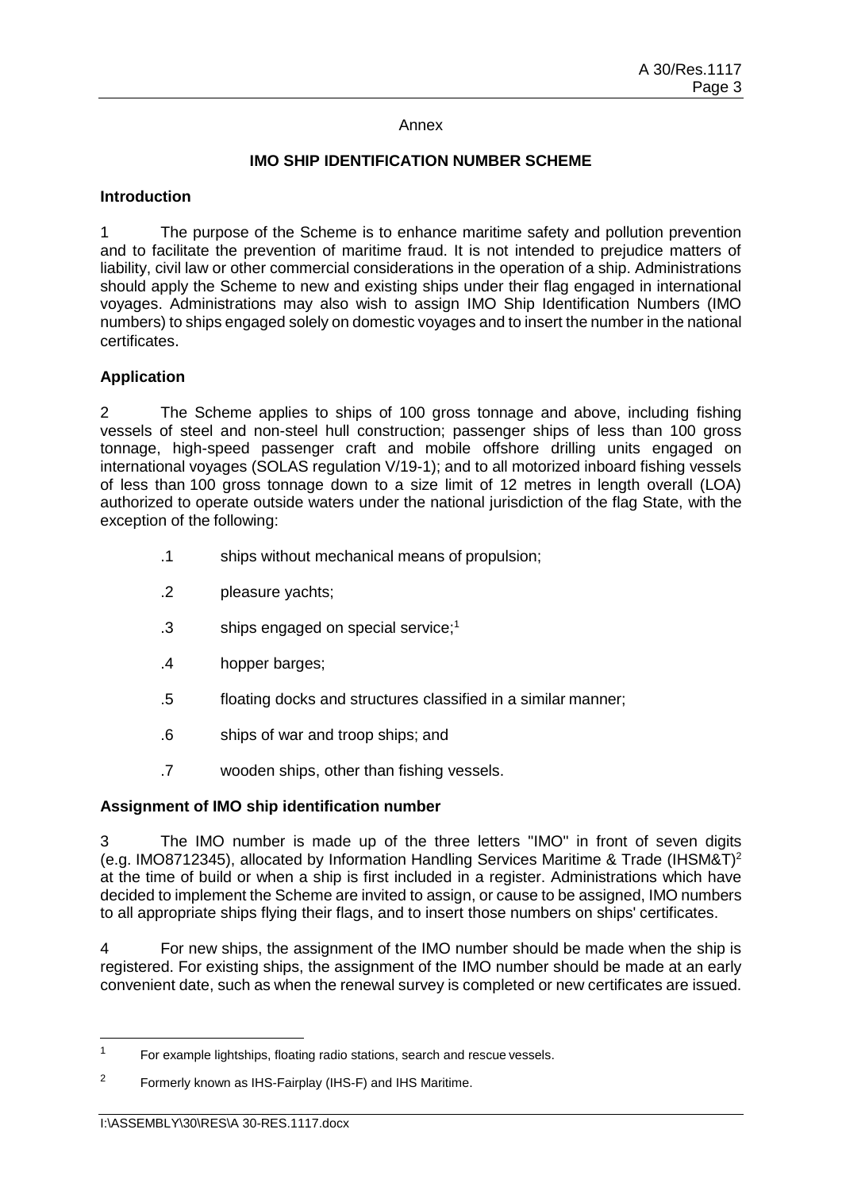Annex

## IMO SHIP IDENTIFICATION NUMBER SCHEME

### Introduction

1 The purpose of the Scheme is to enhance maritime safety and pollution prevention and to facilitate the prevention of maritime fraud. It is not intended to prejudice matters of liability, civil law or other commercial considerations in the operation of a ship. Administrations should apply the Scheme to new and existing ships under their flag engaged in international voyages. Administrations may also wish to assign IMO Ship Identification Numbers (IMO numbers) to ships engaged solely on domestic voyages and to insert the number in the national certificates.

### Application

2 The Scheme applies to ships of 100 gross tonnage and above, including fishing vessels of steel and non-steel hull construction; passenger ships of less than 100 gross tonnage, high-speed passenger craft and mobile offshore drilling units engaged on international voyages (SOLAS regulation V/19-1); and to all motorized inboard fishing vessels of less than 100 gross tonnage down to a size limit of 12 metres in length overall (LOA) authorized to operate outside waters under the national jurisdiction of the flag State, with the exception of the following:

.1 ships without mechanical means of propulsion;

.2 pleasure yachts;

.3 ships engaged on special service;[1]

.4 hopper barges;

.5 floating docks and structures classified in a similar manner;

.6 ships of war and troop ships; and

.7 wooden ships, other than fishing vessels.

### Assignment of IMO ship identification number

3 The IMO number is made up of the three letters "IMO" in front of seven digits (e.g. IMO8712345), allocated by Information Handling Services Maritime & Trade (IHSM&T)[2] at the time of build or when a ship is first included in a register. Administrations which have decided to implement the Scheme are invited to assign, or cause to be assigned, IMO numbers to all appropriate ships flying their flags, and to insert those numbers on ships' certificates.

4 For new ships, the assignment of the IMO number should be made when the ship is registered. For existing ships, the assignment of the IMO number should be made at an early convenient date, such as when the renewal survey is completed or new certificates are issued.

---

[1] For example lightships, floating radio stations, search and rescue vessels.

[2] Formerly known as IHS-Fairplay (IHS-F) and IHS Maritime.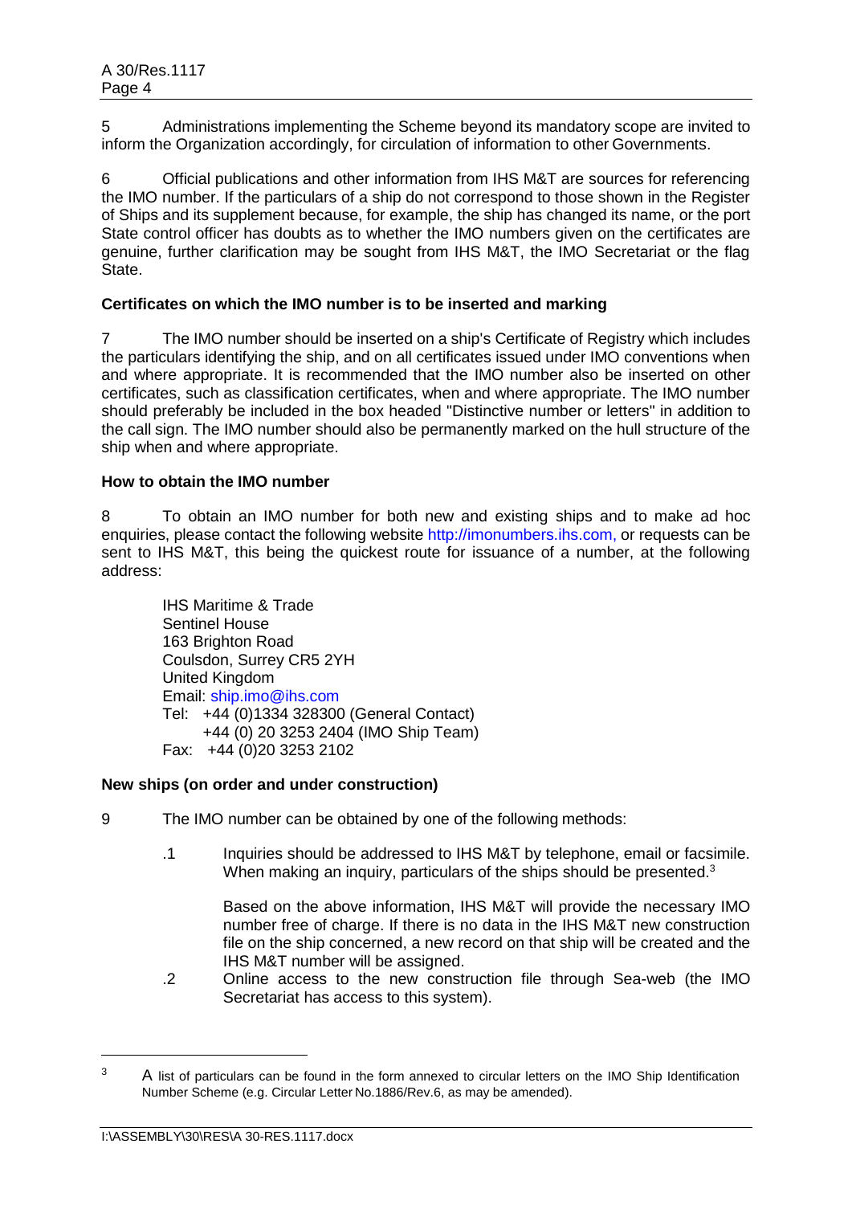5 Administrations implementing the Scheme beyond its mandatory scope are invited to inform the Organization accordingly, for circulation of information to other Governments.

6 Official publications and other information from IHS M&T are sources for referencing the IMO number. If the particulars of a ship do not correspond to those shown in the Register of Ships and its supplement because, for example, the ship has changed its name, or the port State control officer has doubts as to whether the IMO numbers given on the certificates are genuine, further clarification may be sought from IHS M&T, the IMO Secretariat or the flag State.

**Certificates on which the IMO number is to be inserted and marking**

7 The IMO number should be inserted on a ship's Certificate of Registry which includes the particulars identifying the ship, and on all certificates issued under IMO conventions when and where appropriate. It is recommended that the IMO number also be inserted on other certificates, such as classification certificates, when and where appropriate. The IMO number should preferably be included in the box headed "Distinctive number or letters" in addition to the call sign. The IMO number should also be permanently marked on the hull structure of the ship when and where appropriate.

**How to obtain the IMO number**

8 To obtain an IMO number for both new and existing ships and to make ad hoc enquiries, please contact the following website http://imonumbers.ihs.com, or requests can be sent to IHS M&T, this being the quickest route for issuance of a number, at the following address:

IHS Maritime & Trade
Sentinel House
163 Brighton Road
Coulsdon, Surrey CR5 2YH
United Kingdom
Email: ship.imo@ihs.com
Tel: +44 (0)1334 328300 (General Contact)
+44 (0) 20 3253 2404 (IMO Ship Team)
Fax: +44 (0)20 3253 2102

**New ships (on order and under construction)**

9 The IMO number can be obtained by one of the following methods:

.1 Inquiries should be addressed to IHS M&T by telephone, email or facsimile. When making an inquiry, particulars of the ships should be presented.[3]

Based on the above information, IHS M&T will provide the necessary IMO number free of charge. If there is no data in the IHS M&T new construction file on the ship concerned, a new record on that ship will be created and the IHS M&T number will be assigned.

.2 Online access to the new construction file through Sea-web (the IMO Secretariat has access to this system).

[3] A list of particulars can be found in the form annexed to circular letters on the IMO Ship Identification Number Scheme (e.g. Circular Letter No.1886/Rev.6, as may be amended).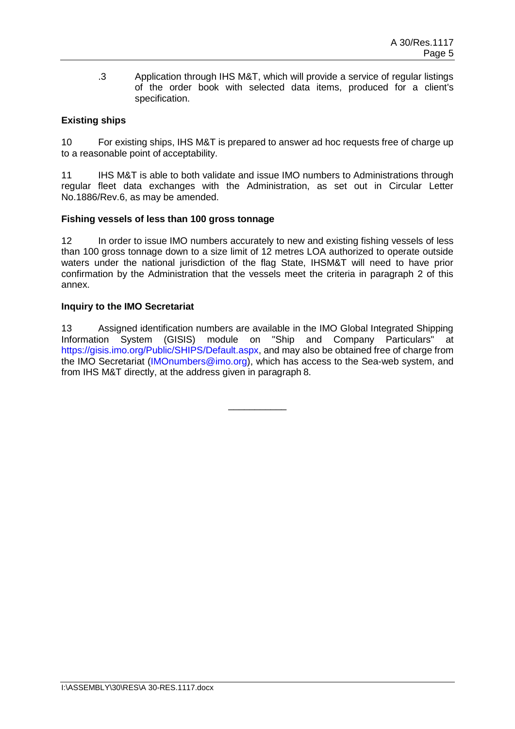.3 Application through IHS M&T, which will provide a service of regular listings of the order book with selected data items, produced for a client's specification.

**Existing ships**

10 For existing ships, IHS M&T is prepared to answer ad hoc requests free of charge up to a reasonable point of acceptability.

11 IHS M&T is able to both validate and issue IMO numbers to Administrations through regular fleet data exchanges with the Administration, as set out in Circular Letter No.1886/Rev.6, as may be amended.

**Fishing vessels of less than 100 gross tonnage**

12 In order to issue IMO numbers accurately to new and existing fishing vessels of less than 100 gross tonnage down to a size limit of 12 metres LOA authorized to operate outside waters under the national jurisdiction of the flag State, IHSM&T will need to have prior confirmation by the Administration that the vessels meet the criteria in paragraph 2 of this annex.

**Inquiry to the IMO Secretariat**

13 Assigned identification numbers are available in the IMO Global Integrated Shipping Information System (GISIS) module on "Ship and Company Particulars" at https://gisis.imo.org/Public/SHIPS/Default.aspx, and may also be obtained free of charge from the IMO Secretariat (IMOnumbers@imo.org), which has access to the Sea-web system, and from IHS M&T directly, at the address given in paragraph 8.

___________